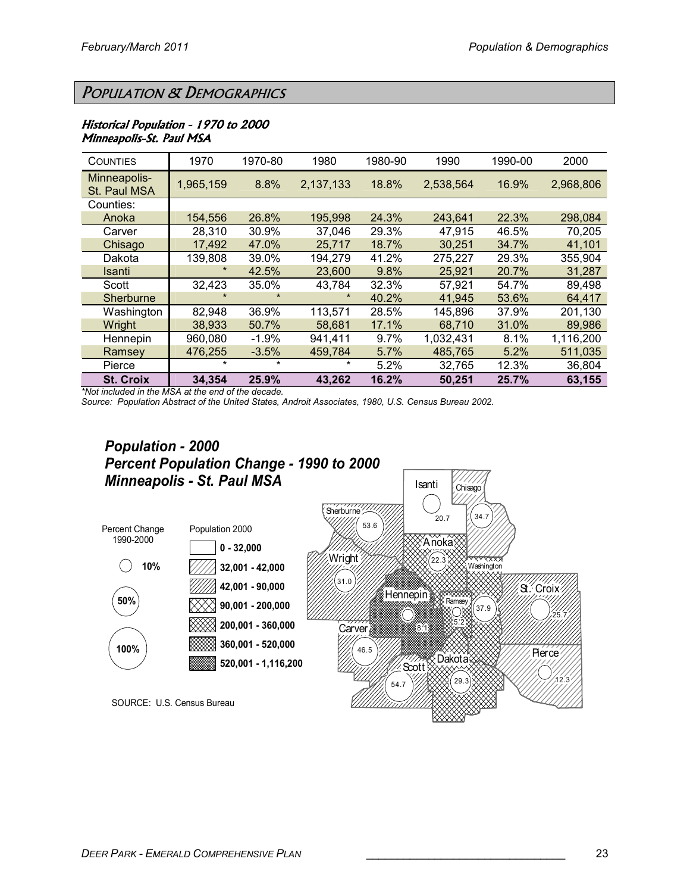## POPULATION & DEMOGRAPHICS

### *Historical Population - 1970 to 2000*
### *Minneapolis-St. Paul MSA*

| COUNTIES | 1970 | 1970-80 | 1980 | 1980-90 | 1990 | 1990-00 | 2000 |
|---|---|---|---|---|---|---|---|
| Minneapolis-St. Paul MSA | 1,965,159 | 8.8% | 2,137,133 | 18.8% | 2,538,564 | 16.9% | 2,968,806 |
| Counties: | | | | | | | |
| Anoka | 154,556 | 26.8% | 195,998 | 24.3% | 243,641 | 22.3% | 298,084 |
| Carver | 28,310 | 30.9% | 37,046 | 29.3% | 47,915 | 46.5% | 70,205 |
| Chisago | 17,492 | 47.0% | 25,717 | 18.7% | 30,251 | 34.7% | 41,101 |
| Dakota | 139,808 | 39.0% | 194,279 | 41.2% | 275,227 | 29.3% | 355,904 |
| Isanti | * | 42.5% | 23,600 | 9.8% | 25,921 | 20.7% | 31,287 |
| Scott | 32,423 | 35.0% | 43,784 | 32.3% | 57,921 | 54.7% | 89,498 |
| Sherburne | * | * | * | 40.2% | 41,945 | 53.6% | 64,417 |
| Washington | 82,948 | 36.9% | 113,571 | 28.5% | 145,896 | 37.9% | 201,130 |
| Wright | 38,933 | 50.7% | 58,681 | 17.1% | 68,710 | 31.0% | 89,986 |
| Hennepin | 960,080 | -1.9% | 941,411 | 9.7% | 1,032,431 | 8.1% | 1,116,200 |
| Ramsey | 476,255 | -3.5% | 459,784 | 5.7% | 485,765 | 5.2% | 511,035 |
| Pierce | * | * | * | 5.2% | 32,765 | 12.3% | 36,804 |
| **St. Croix** | **34,354** | **25.9%** | **43,262** | **16.2%** | **50,251** | **25.7%** | **63,155** |

*\*Not included in the MSA at the end of the decade.*

*Source: Population Abstract of the United States, Androit Associates, 1980, U.S. Census Bureau 2002.*

### *Population - 2000*
### *Percent Population Change - 1990 to 2000*
### *Minneapolis - St. Paul MSA*

Percent Change 1990-2000: 10%, 50%, 100%

Population 2000:
- 0 - 32,000
- 32,001 - 42,000
- 42,001 - 90,000
- 90,001 - 200,000
- 200,001 - 360,000
- 360,001 - 520,000
- 520,001 - 1,116,200

Isanti 20.7; Chisago 34.7; Sherburne 53.6; Anoka 22.3; Wright 31.0; Washington 37.9; St. Croix 25.7; Hennepin 8.1; Ramsey 5.2; Carver 46.5; Scott 54.7; Dakota 29.3; Pierce 12.3

SOURCE: U.S. Census Bureau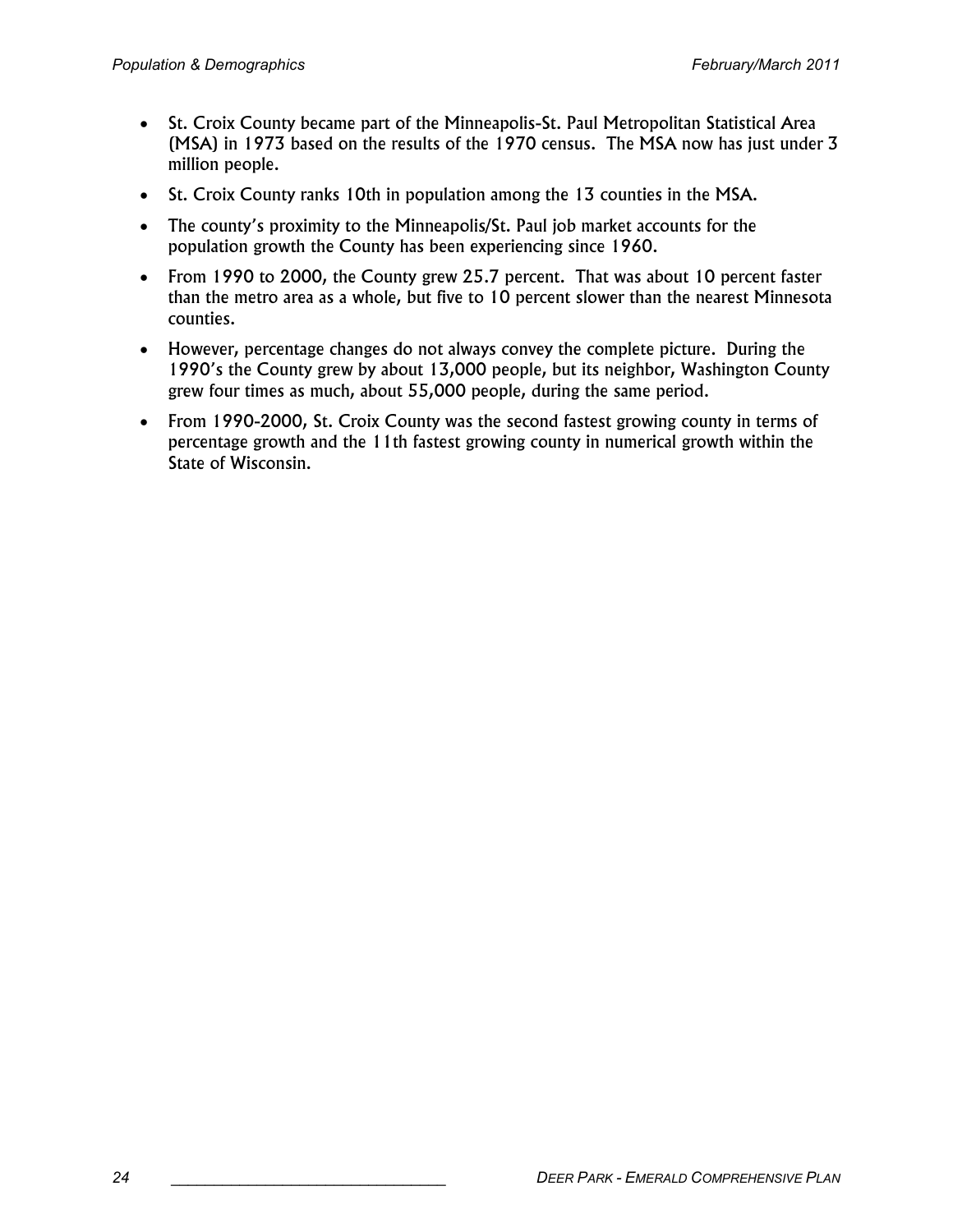- St. Croix County became part of the Minneapolis-St. Paul Metropolitan Statistical Area (MSA) in 1973 based on the results of the 1970 census. The MSA now has just under 3 million people.
- St. Croix County ranks 10th in population among the 13 counties in the MSA.
- The county's proximity to the Minneapolis/St. Paul job market accounts for the population growth the County has been experiencing since 1960.
- From 1990 to 2000, the County grew 25.7 percent. That was about 10 percent faster than the metro area as a whole, but five to 10 percent slower than the nearest Minnesota counties.
- However, percentage changes do not always convey the complete picture. During the 1990's the County grew by about 13,000 people, but its neighbor, Washington County grew four times as much, about 55,000 people, during the same period.
- From 1990-2000, St. Croix County was the second fastest growing county in terms of percentage growth and the 11th fastest growing county in numerical growth within the State of Wisconsin.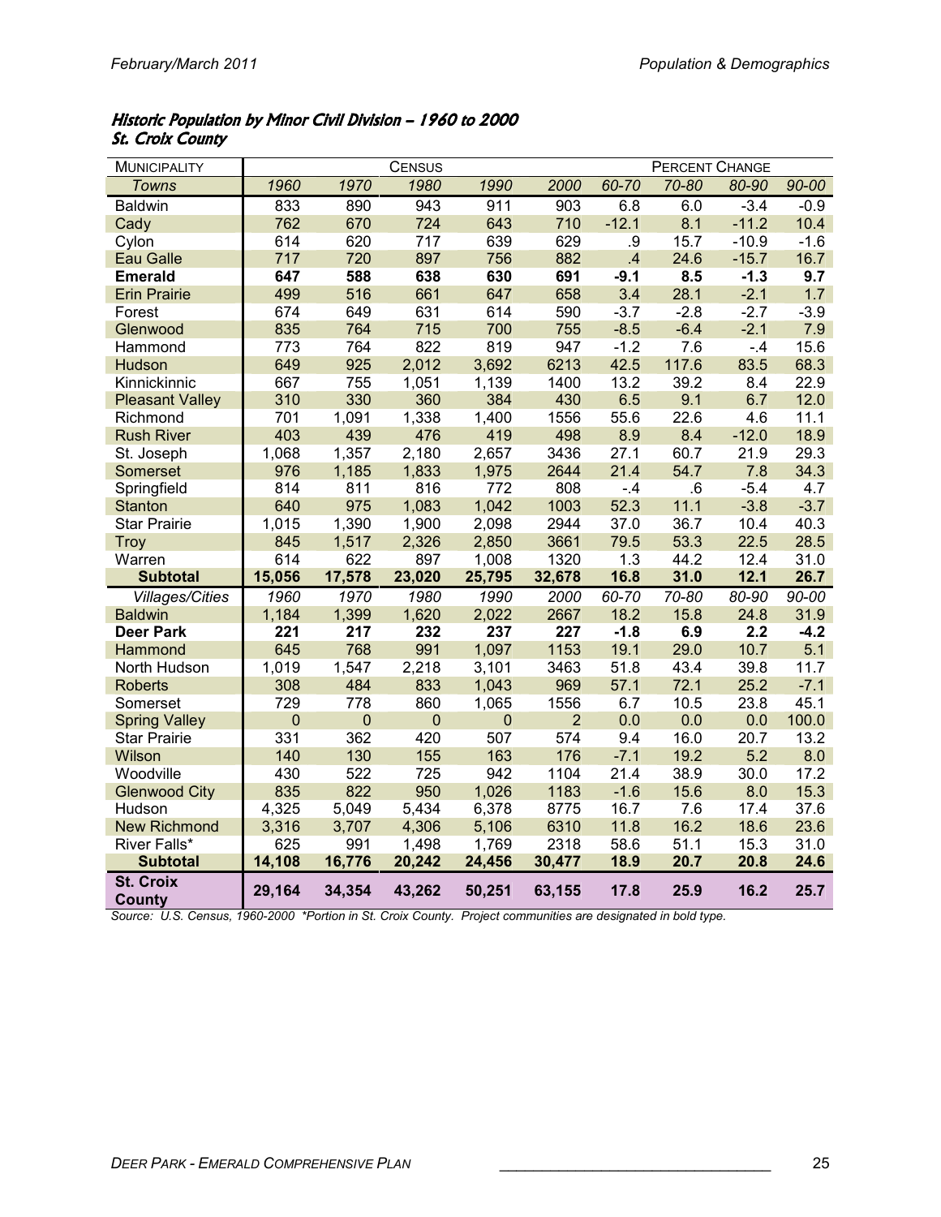*Historic Population by Minor Civil Division – 1960 to 2000*
*St. Croix County*

| MUNICIPALITY | CENSUS | | | | | PERCENT CHANGE | | | |
|---|---|---|---|---|---|---|---|---|---|
| *Towns* | *1960* | *1970* | *1980* | *1990* | *2000* | *60-70* | *70-80* | *80-90* | *90-00* |
| Baldwin | 833 | 890 | 943 | 911 | 903 | 6.8 | 6.0 | -3.4 | -0.9 |
| Cady | 762 | 670 | 724 | 643 | 710 | -12.1 | 8.1 | -11.2 | 10.4 |
| Cylon | 614 | 620 | 717 | 639 | 629 | .9 | 15.7 | -10.9 | -1.6 |
| Eau Galle | 717 | 720 | 897 | 756 | 882 | .4 | 24.6 | -15.7 | 16.7 |
| **Emerald** | **647** | **588** | **638** | **630** | **691** | **-9.1** | **8.5** | **-1.3** | **9.7** |
| Erin Prairie | 499 | 516 | 661 | 647 | 658 | 3.4 | 28.1 | -2.1 | 1.7 |
| Forest | 674 | 649 | 631 | 614 | 590 | -3.7 | -2.8 | -2.7 | -3.9 |
| Glenwood | 835 | 764 | 715 | 700 | 755 | -8.5 | -6.4 | -2.1 | 7.9 |
| Hammond | 773 | 764 | 822 | 819 | 947 | -1.2 | 7.6 | -.4 | 15.6 |
| Hudson | 649 | 925 | 2,012 | 3,692 | 6213 | 42.5 | 117.6 | 83.5 | 68.3 |
| Kinnickinnic | 667 | 755 | 1,051 | 1,139 | 1400 | 13.2 | 39.2 | 8.4 | 22.9 |
| Pleasant Valley | 310 | 330 | 360 | 384 | 430 | 6.5 | 9.1 | 6.7 | 12.0 |
| Richmond | 701 | 1,091 | 1,338 | 1,400 | 1556 | 55.6 | 22.6 | 4.6 | 11.1 |
| Rush River | 403 | 439 | 476 | 419 | 498 | 8.9 | 8.4 | -12.0 | 18.9 |
| St. Joseph | 1,068 | 1,357 | 2,180 | 2,657 | 3436 | 27.1 | 60.7 | 21.9 | 29.3 |
| Somerset | 976 | 1,185 | 1,833 | 1,975 | 2644 | 21.4 | 54.7 | 7.8 | 34.3 |
| Springfield | 814 | 811 | 816 | 772 | 808 | -.4 | .6 | -5.4 | 4.7 |
| Stanton | 640 | 975 | 1,083 | 1,042 | 1003 | 52.3 | 11.1 | -3.8 | -3.7 |
| Star Prairie | 1,015 | 1,390 | 1,900 | 2,098 | 2944 | 37.0 | 36.7 | 10.4 | 40.3 |
| Troy | 845 | 1,517 | 2,326 | 2,850 | 3661 | 79.5 | 53.3 | 22.5 | 28.5 |
| Warren | 614 | 622 | 897 | 1,008 | 1320 | 1.3 | 44.2 | 12.4 | 31.0 |
| **Subtotal** | **15,056** | **17,578** | **23,020** | **25,795** | **32,678** | **16.8** | **31.0** | **12.1** | **26.7** |
| *Villages/Cities* | *1960* | *1970* | *1980* | *1990* | *2000* | *60-70* | *70-80* | *80-90* | *90-00* |
| Baldwin | 1,184 | 1,399 | 1,620 | 2,022 | 2667 | 18.2 | 15.8 | 24.8 | 31.9 |
| **Deer Park** | **221** | **217** | **232** | **237** | **227** | **-1.8** | **6.9** | **2.2** | **-4.2** |
| Hammond | 645 | 768 | 991 | 1,097 | 1153 | 19.1 | 29.0 | 10.7 | 5.1 |
| North Hudson | 1,019 | 1,547 | 2,218 | 3,101 | 3463 | 51.8 | 43.4 | 39.8 | 11.7 |
| Roberts | 308 | 484 | 833 | 1,043 | 969 | 57.1 | 72.1 | 25.2 | -7.1 |
| Somerset | 729 | 778 | 860 | 1,065 | 1556 | 6.7 | 10.5 | 23.8 | 45.1 |
| Spring Valley | 0 | 0 | 0 | 0 | 2 | 0.0 | 0.0 | 0.0 | 100.0 |
| Star Prairie | 331 | 362 | 420 | 507 | 574 | 9.4 | 16.0 | 20.7 | 13.2 |
| Wilson | 140 | 130 | 155 | 163 | 176 | -7.1 | 19.2 | 5.2 | 8.0 |
| Woodville | 430 | 522 | 725 | 942 | 1104 | 21.4 | 38.9 | 30.0 | 17.2 |
| Glenwood City | 835 | 822 | 950 | 1,026 | 1183 | -1.6 | 15.6 | 8.0 | 15.3 |
| Hudson | 4,325 | 5,049 | 5,434 | 6,378 | 8775 | 16.7 | 7.6 | 17.4 | 37.6 |
| New Richmond | 3,316 | 3,707 | 4,306 | 5,106 | 6310 | 11.8 | 16.2 | 18.6 | 23.6 |
| River Falls* | 625 | 991 | 1,498 | 1,769 | 2318 | 58.6 | 51.1 | 15.3 | 31.0 |
| **Subtotal** | **14,108** | **16,776** | **20,242** | **24,456** | **30,477** | **18.9** | **20.7** | **20.8** | **24.6** |
| **St. Croix County** | **29,164** | **34,354** | **43,262** | **50,251** | **63,155** | **17.8** | **25.9** | **16.2** | **25.7** |

*Source: U.S. Census, 1960-2000 \*Portion in St. Croix County. Project communities are designated in bold type.*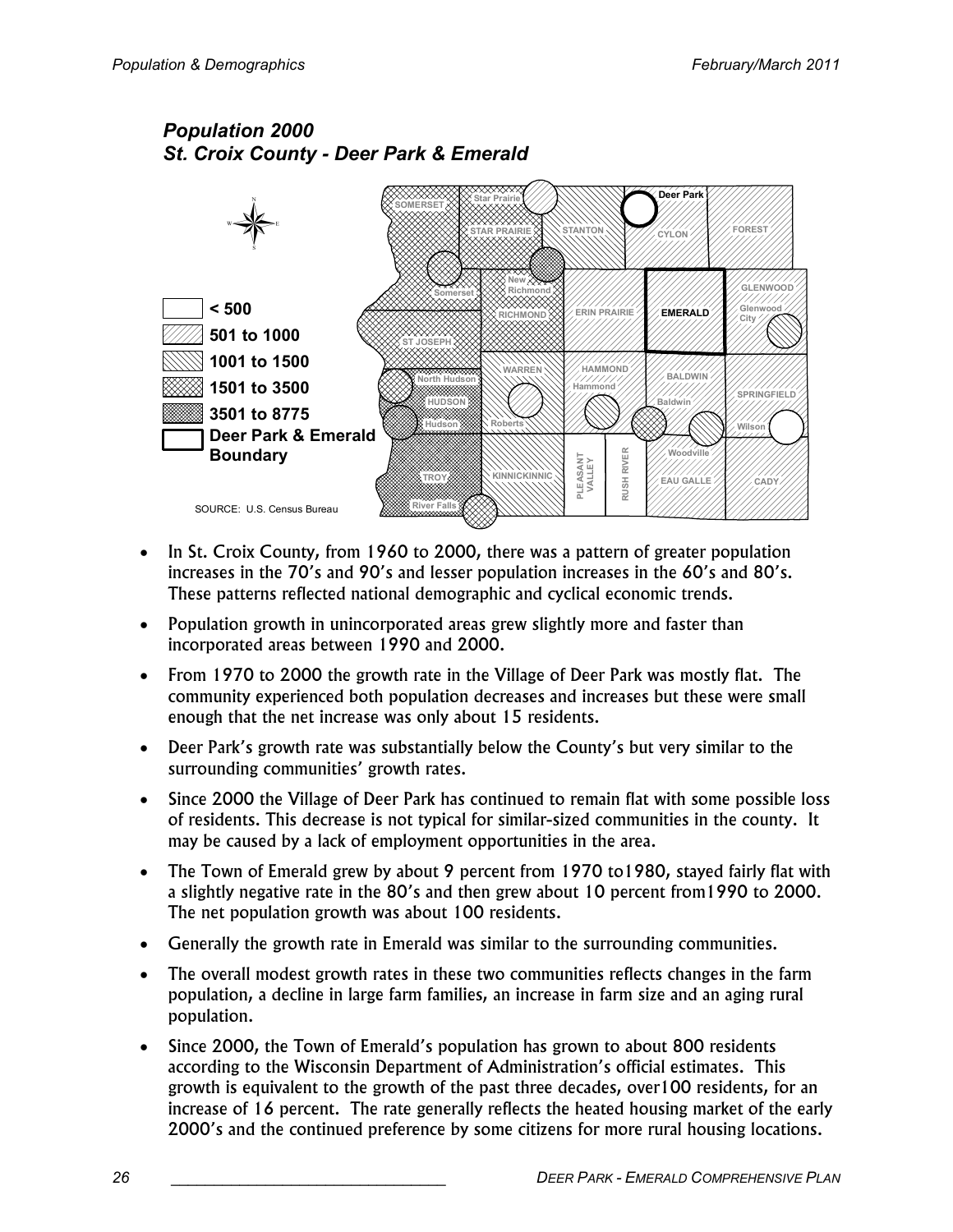***Population 2000***
***St. Croix County - Deer Park & Emerald***

| Legend | |
|---|---|
| < 500 | |
| 501 to 1000 | |
| 1001 to 1500 | |
| 1501 to 3500 | |
| 3501 to 8775 | |
| Deer Park & Emerald Boundary | |

SOURCE: U.S. Census Bureau

- In St. Croix County, from 1960 to 2000, there was a pattern of greater population increases in the 70's and 90's and lesser population increases in the 60's and 80's. These patterns reflected national demographic and cyclical economic trends.
- Population growth in unincorporated areas grew slightly more and faster than incorporated areas between 1990 and 2000.
- From 1970 to 2000 the growth rate in the Village of Deer Park was mostly flat. The community experienced both population decreases and increases but these were small enough that the net increase was only about 15 residents.
- Deer Park's growth rate was substantially below the County's but very similar to the surrounding communities' growth rates.
- Since 2000 the Village of Deer Park has continued to remain flat with some possible loss of residents. This decrease is not typical for similar-sized communities in the county. It may be caused by a lack of employment opportunities in the area.
- The Town of Emerald grew by about 9 percent from 1970 to1980, stayed fairly flat with a slightly negative rate in the 80's and then grew about 10 percent from1990 to 2000. The net population growth was about 100 residents.
- Generally the growth rate in Emerald was similar to the surrounding communities.
- The overall modest growth rates in these two communities reflects changes in the farm population, a decline in large farm families, an increase in farm size and an aging rural population.
- Since 2000, the Town of Emerald's population has grown to about 800 residents according to the Wisconsin Department of Administration's official estimates. This growth is equivalent to the growth of the past three decades, over100 residents, for an increase of 16 percent. The rate generally reflects the heated housing market of the early 2000's and the continued preference by some citizens for more rural housing locations.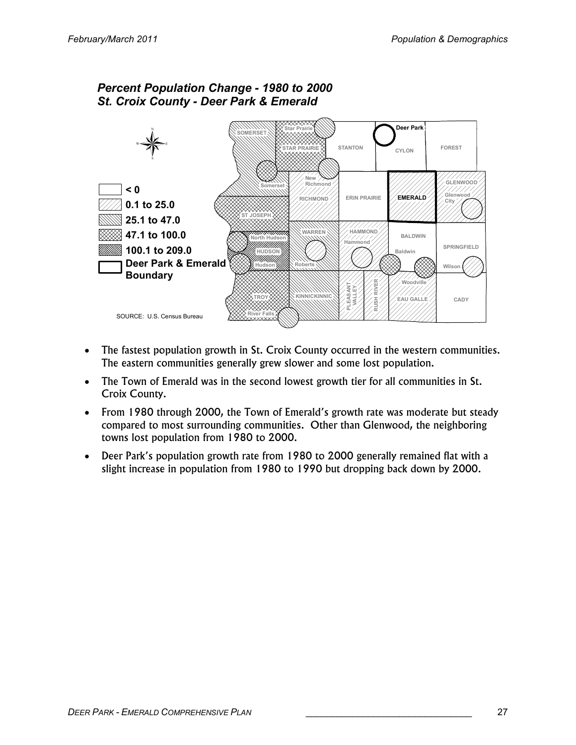*Percent Population Change - 1980 to 2000*
*St. Croix County - Deer Park & Emerald*

- < 0
- 0.1 to 25.0
- 25.1 to 47.0
- 47.1 to 100.0
- 100.1 to 209.0
- Deer Park & Emerald Boundary

SOURCE: U.S. Census Bureau

- The fastest population growth in St. Croix County occurred in the western communities. The eastern communities generally grew slower and some lost population.
- The Town of Emerald was in the second lowest growth tier for all communities in St. Croix County.
- From 1980 through 2000, the Town of Emerald's growth rate was moderate but steady compared to most surrounding communities. Other than Glenwood, the neighboring towns lost population from 1980 to 2000.
- Deer Park's population growth rate from 1980 to 2000 generally remained flat with a slight increase in population from 1980 to 1990 but dropping back down by 2000.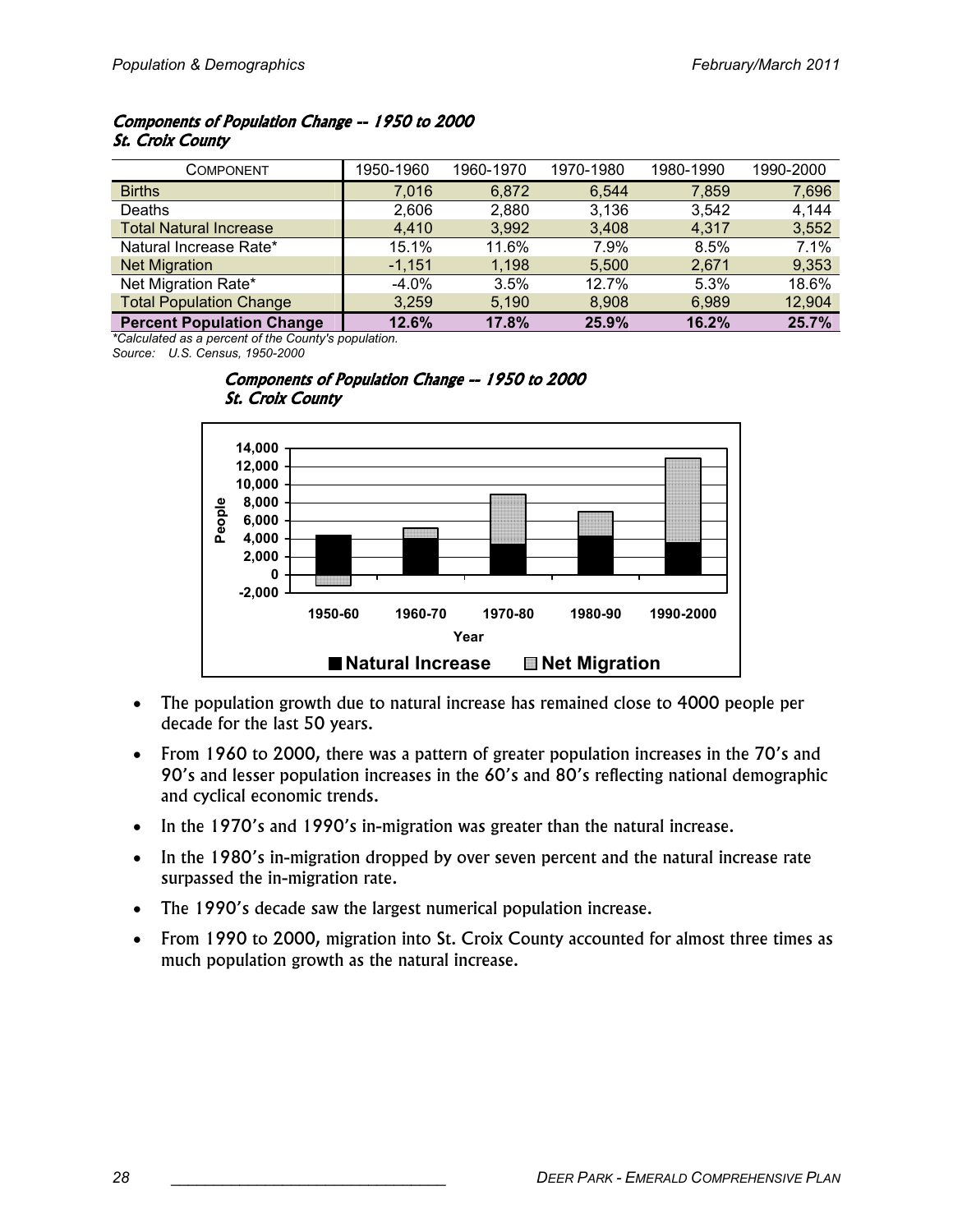***Components of Population Change -- 1950 to 2000***
***St. Croix County***

| COMPONENT | 1950-1960 | 1960-1970 | 1970-1980 | 1980-1990 | 1990-2000 |
|---|---|---|---|---|---|
| Births | 7,016 | 6,872 | 6,544 | 7,859 | 7,696 |
| Deaths | 2,606 | 2,880 | 3,136 | 3,542 | 4,144 |
| Total Natural Increase | 4,410 | 3,992 | 3,408 | 4,317 | 3,552 |
| Natural Increase Rate* | 15.1% | 11.6% | 7.9% | 8.5% | 7.1% |
| Net Migration | -1,151 | 1,198 | 5,500 | 2,671 | 9,353 |
| Net Migration Rate* | -4.0% | 3.5% | 12.7% | 5.3% | 18.6% |
| Total Population Change | 3,259 | 5,190 | 8,908 | 6,989 | 12,904 |
| **Percent Population Change** | **12.6%** | **17.8%** | **25.9%** | **16.2%** | **25.7%** |

*\*Calculated as a percent of the County's population.*
*Source: U.S. Census, 1950-2000*

***Components of Population Change -- 1950 to 2000***
***St. Croix County***

- The population growth due to natural increase has remained close to 4000 people per decade for the last 50 years.
- From 1960 to 2000, there was a pattern of greater population increases in the 70's and 90's and lesser population increases in the 60's and 80's reflecting national demographic and cyclical economic trends.
- In the 1970's and 1990's in-migration was greater than the natural increase.
- In the 1980's in-migration dropped by over seven percent and the natural increase rate surpassed the in-migration rate.
- The 1990's decade saw the largest numerical population increase.
- From 1990 to 2000, migration into St. Croix County accounted for almost three times as much population growth as the natural increase.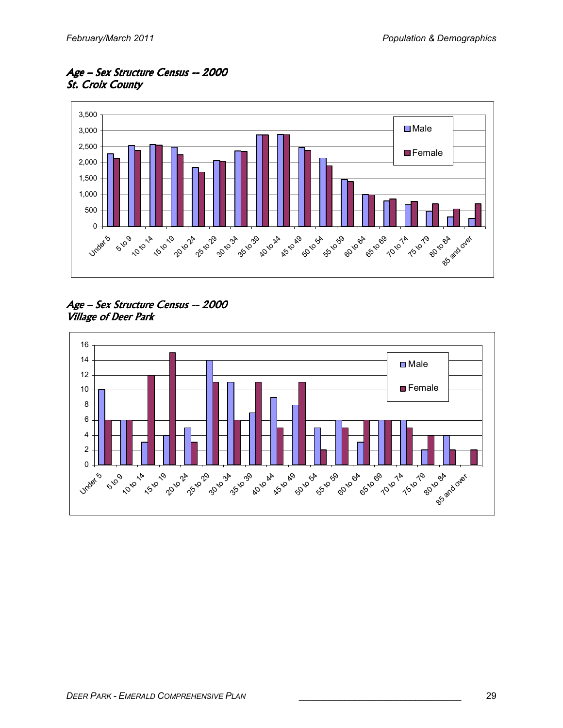### *Age – Sex Structure Census -- 2000*
### *St. Croix County*

### *Age – Sex Structure Census -- 2000*
### *Village of Deer Park*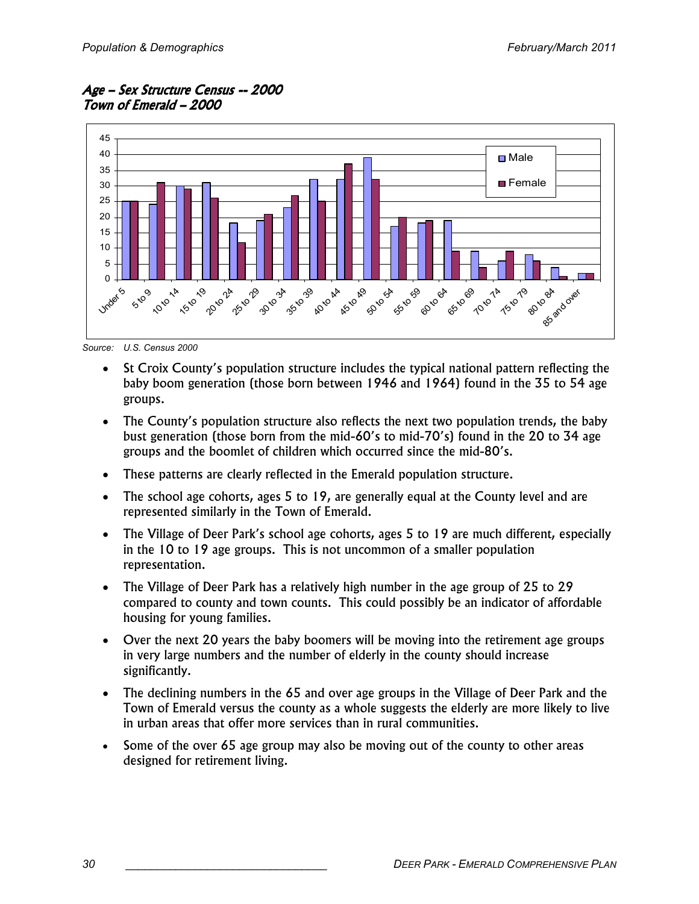***Age – Sex Structure Census -- 2000***
***Town of Emerald – 2000***

*Source: U.S. Census 2000*

- St Croix County's population structure includes the typical national pattern reflecting the baby boom generation (those born between 1946 and 1964) found in the 35 to 54 age groups.
- The County's population structure also reflects the next two population trends, the baby bust generation (those born from the mid-60's to mid-70's) found in the 20 to 34 age groups and the boomlet of children which occurred since the mid-80's.
- These patterns are clearly reflected in the Emerald population structure.
- The school age cohorts, ages 5 to 19, are generally equal at the County level and are represented similarly in the Town of Emerald.
- The Village of Deer Park's school age cohorts, ages 5 to 19 are much different, especially in the 10 to 19 age groups. This is not uncommon of a smaller population representation.
- The Village of Deer Park has a relatively high number in the age group of 25 to 29 compared to county and town counts. This could possibly be an indicator of affordable housing for young families.
- Over the next 20 years the baby boomers will be moving into the retirement age groups in very large numbers and the number of elderly in the county should increase significantly.
- The declining numbers in the 65 and over age groups in the Village of Deer Park and the Town of Emerald versus the county as a whole suggests the elderly are more likely to live in urban areas that offer more services than in rural communities.
- Some of the over 65 age group may also be moving out of the county to other areas designed for retirement living.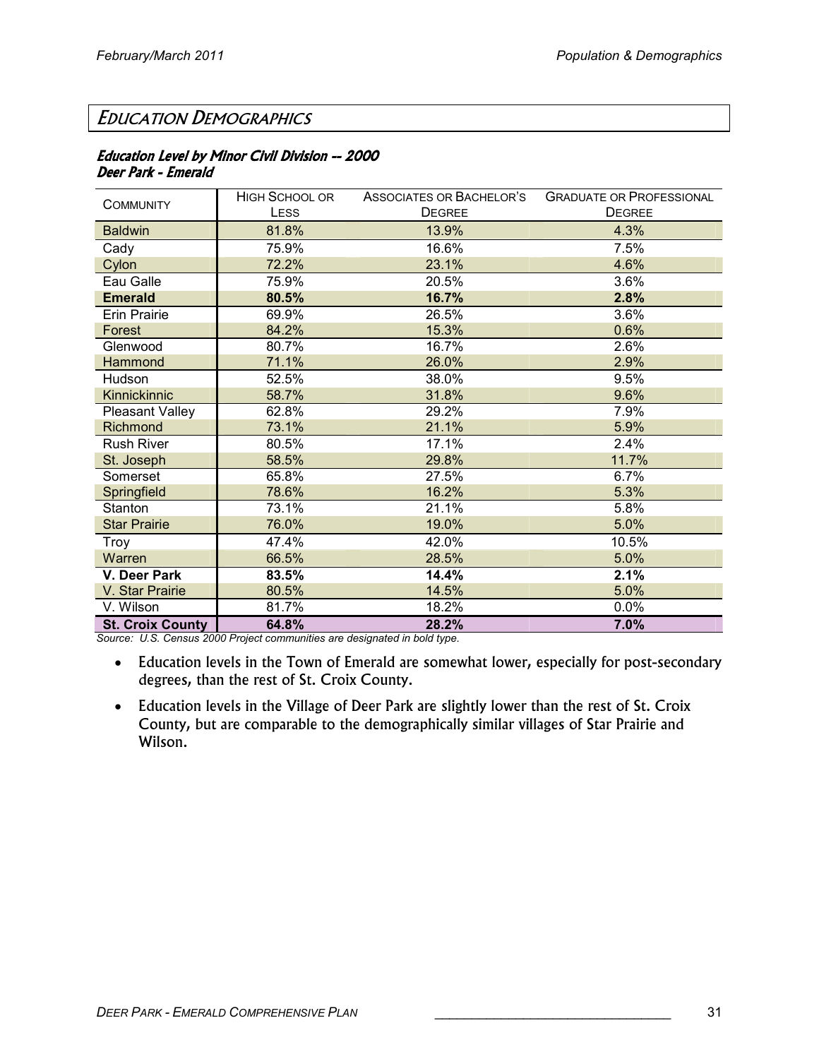## EDUCATION DEMOGRAPHICS

***Education Level by Minor Civil Division -- 2000***
***Deer Park - Emerald***

| COMMUNITY | HIGH SCHOOL OR LESS | ASSOCIATES OR BACHELOR'S DEGREE | GRADUATE OR PROFESSIONAL DEGREE |
|---|---|---|---|
| Baldwin | 81.8% | 13.9% | 4.3% |
| Cady | 75.9% | 16.6% | 7.5% |
| Cylon | 72.2% | 23.1% | 4.6% |
| Eau Galle | 75.9% | 20.5% | 3.6% |
| **Emerald** | **80.5%** | **16.7%** | **2.8%** |
| Erin Prairie | 69.9% | 26.5% | 3.6% |
| Forest | 84.2% | 15.3% | 0.6% |
| Glenwood | 80.7% | 16.7% | 2.6% |
| Hammond | 71.1% | 26.0% | 2.9% |
| Hudson | 52.5% | 38.0% | 9.5% |
| Kinnickinnic | 58.7% | 31.8% | 9.6% |
| Pleasant Valley | 62.8% | 29.2% | 7.9% |
| Richmond | 73.1% | 21.1% | 5.9% |
| Rush River | 80.5% | 17.1% | 2.4% |
| St. Joseph | 58.5% | 29.8% | 11.7% |
| Somerset | 65.8% | 27.5% | 6.7% |
| Springfield | 78.6% | 16.2% | 5.3% |
| Stanton | 73.1% | 21.1% | 5.8% |
| Star Prairie | 76.0% | 19.0% | 5.0% |
| Troy | 47.4% | 42.0% | 10.5% |
| Warren | 66.5% | 28.5% | 5.0% |
| **V. Deer Park** | **83.5%** | **14.4%** | **2.1%** |
| V. Star Prairie | 80.5% | 14.5% | 5.0% |
| V. Wilson | 81.7% | 18.2% | 0.0% |
| **St. Croix County** | **64.8%** | **28.2%** | **7.0%** |

*Source: U.S. Census 2000 Project communities are designated in bold type.*

- Education levels in the Town of Emerald are somewhat lower, especially for post-secondary degrees, than the rest of St. Croix County.
- Education levels in the Village of Deer Park are slightly lower than the rest of St. Croix County, but are comparable to the demographically similar villages of Star Prairie and Wilson.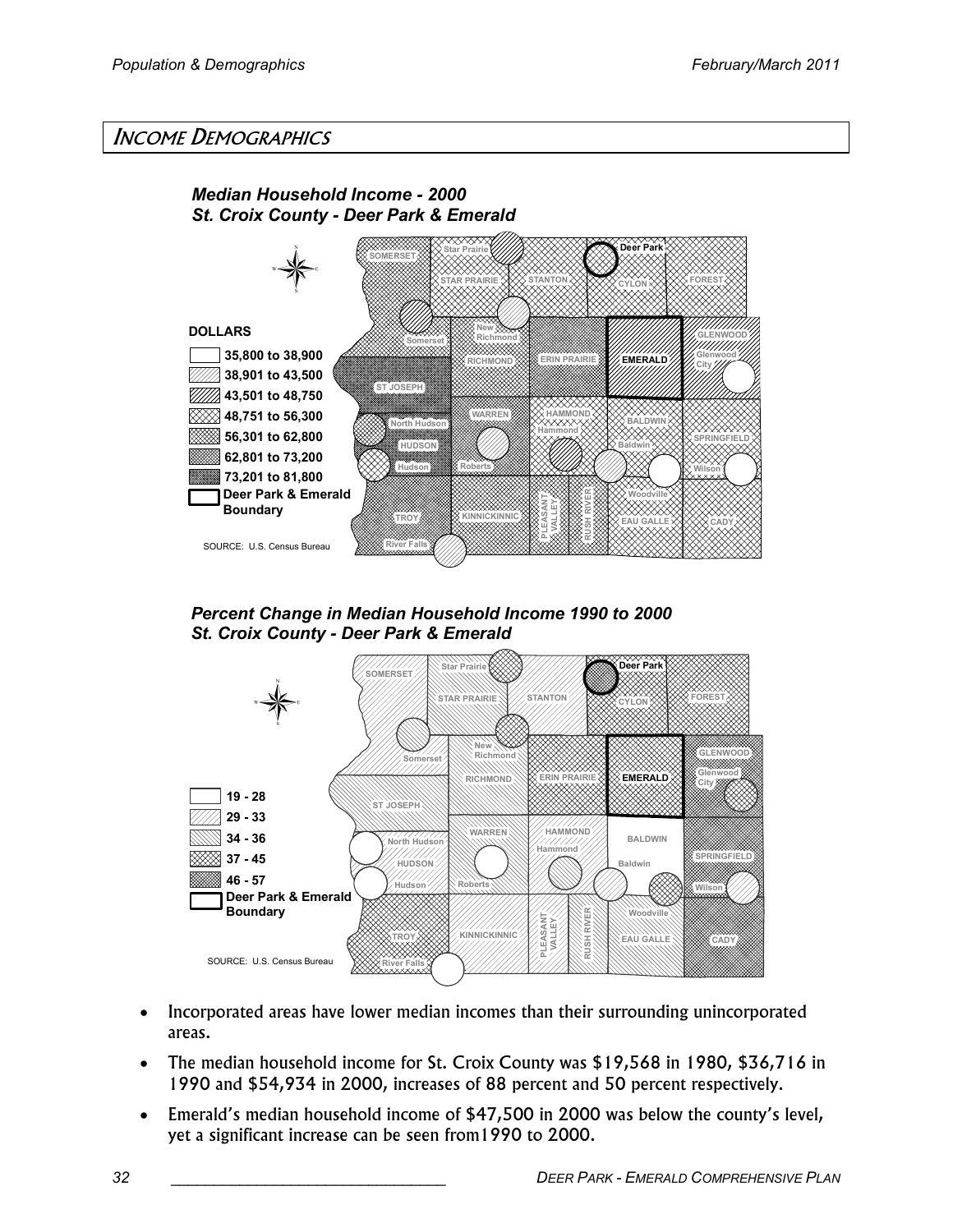## INCOME DEMOGRAPHICS

### *Median Household Income - 2000*
### *St. Croix County - Deer Park & Emerald*

DOLLARS

- 35,800 to 38,900
- 38,901 to 43,500
- 43,501 to 48,750
- 48,751 to 56,300
- 56,301 to 62,800
- 62,801 to 73,200
- 73,201 to 81,800
- Deer Park & Emerald Boundary

SOURCE: U.S. Census Bureau

### *Percent Change in Median Household Income 1990 to 2000*
### *St. Croix County - Deer Park & Emerald*

- 19 - 28
- 29 - 33
- 34 - 36
- 37 - 45
- 46 - 57
- Deer Park & Emerald Boundary

SOURCE: U.S. Census Bureau

- Incorporated areas have lower median incomes than their surrounding unincorporated areas.
- The median household income for St. Croix County was $19,568 in 1980, $36,716 in 1990 and $54,934 in 2000, increases of 88 percent and 50 percent respectively.
- Emerald's median household income of $47,500 in 2000 was below the county's level, yet a significant increase can be seen from1990 to 2000.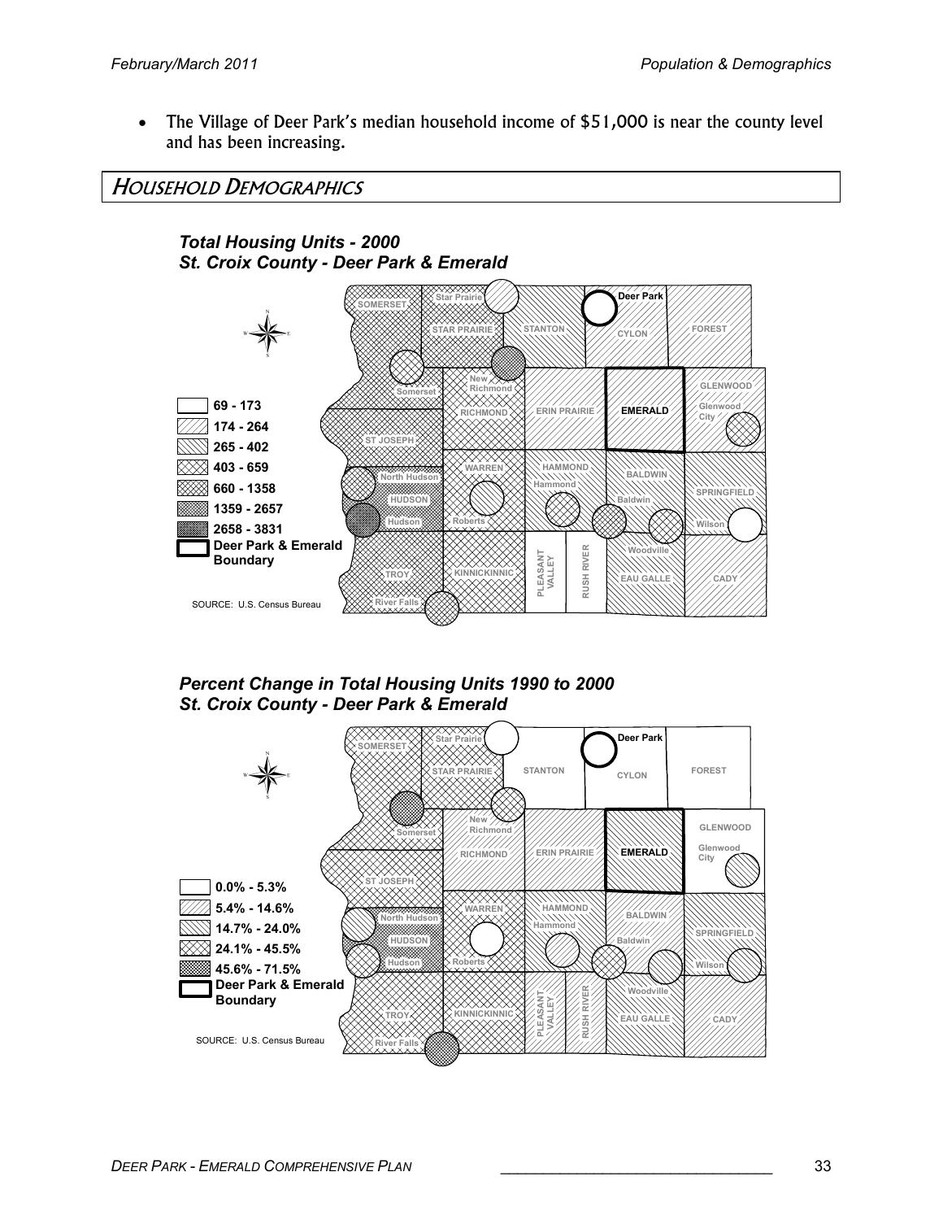- The Village of Deer Park's median household income of $51,000 is near the county level and has been increasing.

## HOUSEHOLD DEMOGRAPHICS

***Total Housing Units - 2000***
***St. Croix County - Deer Park & Emerald***

SOMERSET, Star Prairie, STAR PRAIRIE, STANTON, Deer Park, CYLON, FOREST, Somerset, New Richmond, RICHMOND, ERIN PRAIRIE, EMERALD, GLENWOOD, Glenwood City, ST JOSEPH, WARREN, HAMMOND, Hammond, BALDWIN, Baldwin, SPRINGFIELD, North Hudson, HUDSON, Hudson, Roberts, Wilson, Woodville, TROY, KINNICKINNIC, PLEASANT VALLEY, RUSH RIVER, EAU GALLE, CADY, River Falls

- 69 - 173
- 174 - 264
- 265 - 402
- 403 - 659
- 660 - 1358
- 1359 - 2657
- 2658 - 3831
- Deer Park & Emerald Boundary

SOURCE: U.S. Census Bureau

***Percent Change in Total Housing Units 1990 to 2000***
***St. Croix County - Deer Park & Emerald***

SOMERSET, Star Prairie, STAR PRAIRIE, STANTON, Deer Park, CYLON, FOREST, Somerset, New Richmond, RICHMOND, ERIN PRAIRIE, EMERALD, GLENWOOD, Glenwood City, ST JOSEPH, WARREN, HAMMOND, Hammond, BALDWIN, Baldwin, SPRINGFIELD, North Hudson, HUDSON, Hudson, Roberts, Wilson, Woodville, TROY, KINNICKINNIC, PLEASANT VALLEY, RUSH RIVER, EAU GALLE, CADY, River Falls

- 0.0% - 5.3%
- 5.4% - 14.6%
- 14.7% - 24.0%
- 24.1% - 45.5%
- 45.6% - 71.5%
- Deer Park & Emerald Boundary

SOURCE: U.S. Census Bureau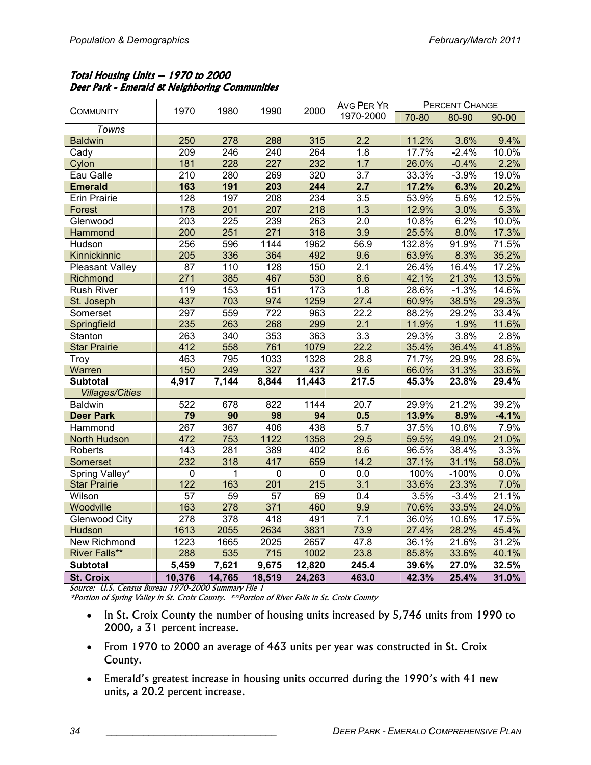***Total Housing Units -- 1970 to 2000***
***Deer Park - Emerald & Neighboring Communities***

| Community | 1970 | 1980 | 1990 | 2000 | Avg Per Yr 1970-2000 | Percent Change | | |
|---|---|---|---|---|---|---|---|---|
| | | | | | | 70-80 | 80-90 | 90-00 |
| *Towns* | | | | | | | | |
| Baldwin | 250 | 278 | 288 | 315 | 2.2 | 11.2% | 3.6% | 9.4% |
| Cady | 209 | 246 | 240 | 264 | 1.8 | 17.7% | -2.4% | 10.0% |
| Cylon | 181 | 228 | 227 | 232 | 1.7 | 26.0% | -0.4% | 2.2% |
| Eau Galle | 210 | 280 | 269 | 320 | 3.7 | 33.3% | -3.9% | 19.0% |
| **Emerald** | **163** | **191** | **203** | **244** | **2.7** | **17.2%** | **6.3%** | **20.2%** |
| Erin Prairie | 128 | 197 | 208 | 234 | 3.5 | 53.9% | 5.6% | 12.5% |
| Forest | 178 | 201 | 207 | 218 | 1.3 | 12.9% | 3.0% | 5.3% |
| Glenwood | 203 | 225 | 239 | 263 | 2.0 | 10.8% | 6.2% | 10.0% |
| Hammond | 200 | 251 | 271 | 318 | 3.9 | 25.5% | 8.0% | 17.3% |
| Hudson | 256 | 596 | 1144 | 1962 | 56.9 | 132.8% | 91.9% | 71.5% |
| Kinnickinnic | 205 | 336 | 364 | 492 | 9.6 | 63.9% | 8.3% | 35.2% |
| Pleasant Valley | 87 | 110 | 128 | 150 | 2.1 | 26.4% | 16.4% | 17.2% |
| Richmond | 271 | 385 | 467 | 530 | 8.6 | 42.1% | 21.3% | 13.5% |
| Rush River | 119 | 153 | 151 | 173 | 1.8 | 28.6% | -1.3% | 14.6% |
| St. Joseph | 437 | 703 | 974 | 1259 | 27.4 | 60.9% | 38.5% | 29.3% |
| Somerset | 297 | 559 | 722 | 963 | 22.2 | 88.2% | 29.2% | 33.4% |
| Springfield | 235 | 263 | 268 | 299 | 2.1 | 11.9% | 1.9% | 11.6% |
| Stanton | 263 | 340 | 353 | 363 | 3.3 | 29.3% | 3.8% | 2.8% |
| Star Prairie | 412 | 558 | 761 | 1079 | 22.2 | 35.4% | 36.4% | 41.8% |
| Troy | 463 | 795 | 1033 | 1328 | 28.8 | 71.7% | 29.9% | 28.6% |
| Warren | 150 | 249 | 327 | 437 | 9.6 | 66.0% | 31.3% | 33.6% |
| **Subtotal** | **4,917** | **7,144** | **8,844** | **11,443** | **217.5** | **45.3%** | **23.8%** | **29.4%** |
| *Villages/Cities* | | | | | | | | |
| Baldwin | 522 | 678 | 822 | 1144 | 20.7 | 29.9% | 21.2% | 39.2% |
| **Deer Park** | **79** | **90** | **98** | **94** | **0.5** | **13.9%** | **8.9%** | **-4.1%** |
| Hammond | 267 | 367 | 406 | 438 | 5.7 | 37.5% | 10.6% | 7.9% |
| North Hudson | 472 | 753 | 1122 | 1358 | 29.5 | 59.5% | 49.0% | 21.0% |
| Roberts | 143 | 281 | 389 | 402 | 8.6 | 96.5% | 38.4% | 3.3% |
| Somerset | 232 | 318 | 417 | 659 | 14.2 | 37.1% | 31.1% | 58.0% |
| Spring Valley* | 0 | 1 | 0 | 0 | 0.0 | 100% | -100% | 0.0% |
| Star Prairie | 122 | 163 | 201 | 215 | 3.1 | 33.6% | 23.3% | 7.0% |
| Wilson | 57 | 59 | 57 | 69 | 0.4 | 3.5% | -3.4% | 21.1% |
| Woodville | 163 | 278 | 371 | 460 | 9.9 | 70.6% | 33.5% | 24.0% |
| Glenwood City | 278 | 378 | 418 | 491 | 7.1 | 36.0% | 10.6% | 17.5% |
| Hudson | 1613 | 2055 | 2634 | 3831 | 73.9 | 27.4% | 28.2% | 45.4% |
| New Richmond | 1223 | 1665 | 2025 | 2657 | 47.8 | 36.1% | 21.6% | 31.2% |
| River Falls** | 288 | 535 | 715 | 1002 | 23.8 | 85.8% | 33.6% | 40.1% |
| **Subtotal** | **5,459** | **7,621** | **9,675** | **12,820** | **245.4** | **39.6%** | **27.0%** | **32.5%** |
| **St. Croix** | **10,376** | **14,765** | **18,519** | **24,263** | **463.0** | **42.3%** | **25.4%** | **31.0%** |

*Source: U.S. Census Bureau 1970-2000 Summary File 1*

*\*Portion of Spring Valley in St. Croix County. \*\*Portion of River Falls in St. Croix County*

- In St. Croix County the number of housing units increased by 5,746 units from 1990 to 2000, a 31 percent increase.
- From 1970 to 2000 an average of 463 units per year was constructed in St. Croix County.
- Emerald's greatest increase in housing units occurred during the 1990's with 41 new units, a 20.2 percent increase.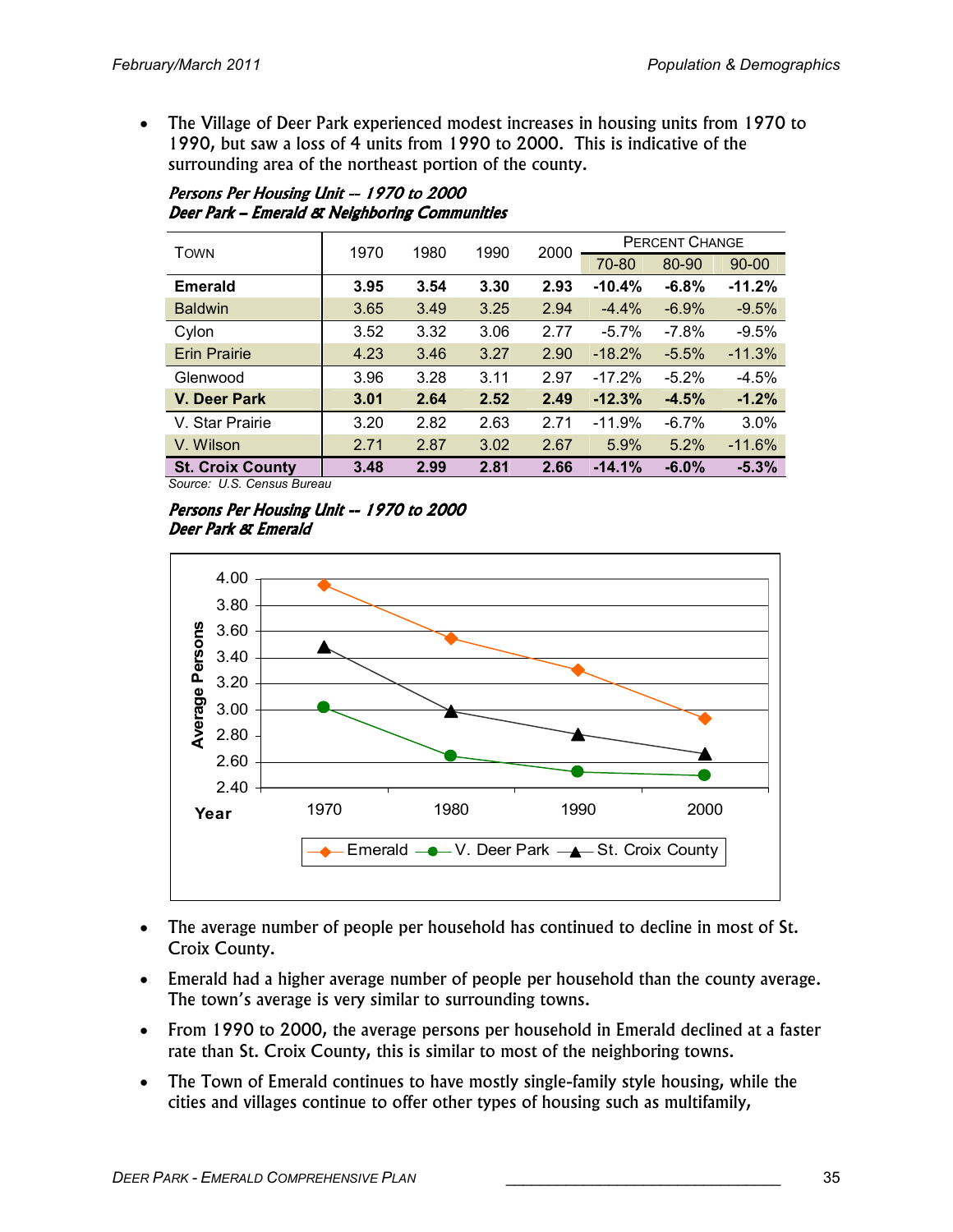- The Village of Deer Park experienced modest increases in housing units from 1970 to 1990, but saw a loss of 4 units from 1990 to 2000. This is indicative of the surrounding area of the northeast portion of the county.

***Persons Per Housing Unit -- 1970 to 2000***
***Deer Park – Emerald & Neighboring Communities***

| Town | 1970 | 1980 | 1990 | 2000 | Percent Change | | |
|---|---|---|---|---|---|---|---|
| | | | | | 70-80 | 80-90 | 90-00 |
| **Emerald** | **3.95** | **3.54** | **3.30** | **2.93** | **-10.4%** | **-6.8%** | **-11.2%** |
| Baldwin | 3.65 | 3.49 | 3.25 | 2.94 | -4.4% | -6.9% | -9.5% |
| Cylon | 3.52 | 3.32 | 3.06 | 2.77 | -5.7% | -7.8% | -9.5% |
| Erin Prairie | 4.23 | 3.46 | 3.27 | 2.90 | -18.2% | -5.5% | -11.3% |
| Glenwood | 3.96 | 3.28 | 3.11 | 2.97 | -17.2% | -5.2% | -4.5% |
| **V. Deer Park** | **3.01** | **2.64** | **2.52** | **2.49** | **-12.3%** | **-4.5%** | **-1.2%** |
| V. Star Prairie | 3.20 | 2.82 | 2.63 | 2.71 | -11.9% | -6.7% | 3.0% |
| V. Wilson | 2.71 | 2.87 | 3.02 | 2.67 | 5.9% | 5.2% | -11.6% |
| **St. Croix County** | **3.48** | **2.99** | **2.81** | **2.66** | **-14.1%** | **-6.0%** | **-5.3%** |

*Source: U.S. Census Bureau*

***Persons Per Housing Unit -- 1970 to 2000***
***Deer Park & Emerald***

- The average number of people per household has continued to decline in most of St. Croix County.
- Emerald had a higher average number of people per household than the county average. The town's average is very similar to surrounding towns.
- From 1990 to 2000, the average persons per household in Emerald declined at a faster rate than St. Croix County, this is similar to most of the neighboring towns.
- The Town of Emerald continues to have mostly single-family style housing, while the cities and villages continue to offer other types of housing such as multifamily,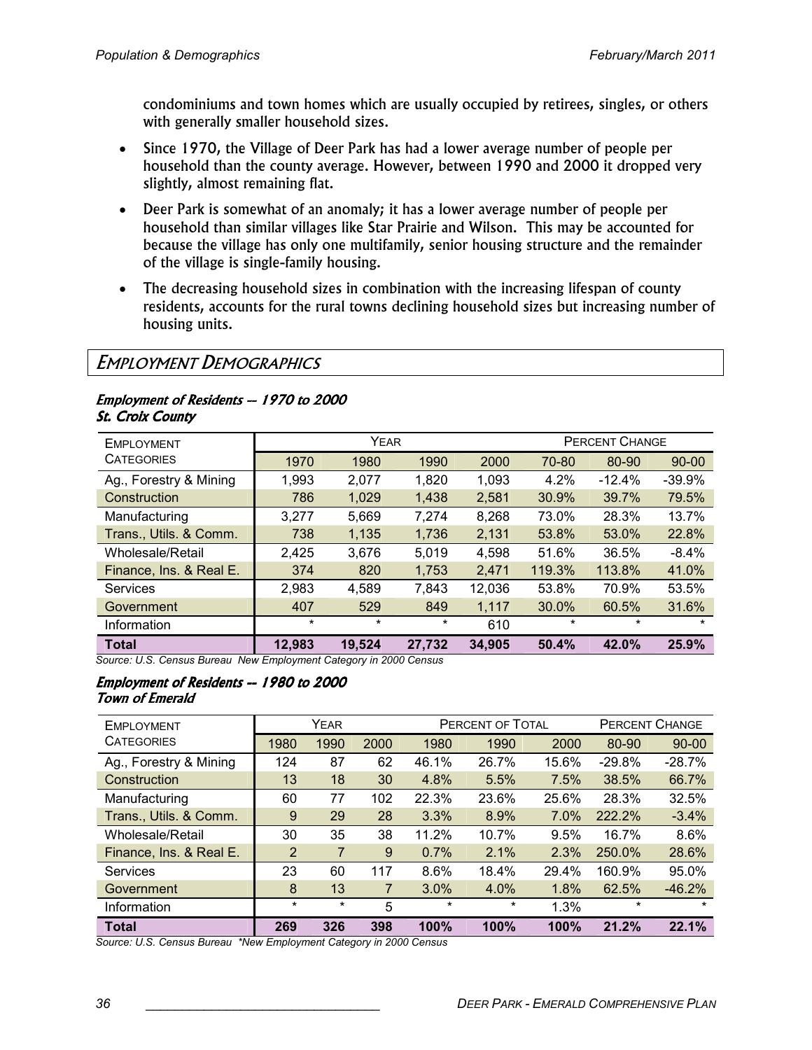condominiums and town homes which are usually occupied by retirees, singles, or others with generally smaller household sizes.

- Since 1970, the Village of Deer Park has had a lower average number of people per household than the county average. However, between 1990 and 2000 it dropped very slightly, almost remaining flat.
- Deer Park is somewhat of an anomaly; it has a lower average number of people per household than similar villages like Star Prairie and Wilson. This may be accounted for because the village has only one multifamily, senior housing structure and the remainder of the village is single-family housing.
- The decreasing household sizes in combination with the increasing lifespan of county residents, accounts for the rural towns declining household sizes but increasing number of housing units.

## Employment Demographics

### *Employment of Residents -- 1970 to 2000*
### *St. Croix County*

| Employment Categories | Year | | | | Percent Change | | |
|---|---|---|---|---|---|---|---|
| | 1970 | 1980 | 1990 | 2000 | 70-80 | 80-90 | 90-00 |
| Ag., Forestry & Mining | 1,993 | 2,077 | 1,820 | 1,093 | 4.2% | -12.4% | -39.9% |
| Construction | 786 | 1,029 | 1,438 | 2,581 | 30.9% | 39.7% | 79.5% |
| Manufacturing | 3,277 | 5,669 | 7,274 | 8,268 | 73.0% | 28.3% | 13.7% |
| Trans., Utils. & Comm. | 738 | 1,135 | 1,736 | 2,131 | 53.8% | 53.0% | 22.8% |
| Wholesale/Retail | 2,425 | 3,676 | 5,019 | 4,598 | 51.6% | 36.5% | -8.4% |
| Finance, Ins. & Real E. | 374 | 820 | 1,753 | 2,471 | 119.3% | 113.8% | 41.0% |
| Services | 2,983 | 4,589 | 7,843 | 12,036 | 53.8% | 70.9% | 53.5% |
| Government | 407 | 529 | 849 | 1,117 | 30.0% | 60.5% | 31.6% |
| Information | * | * | * | 610 | * | * | * |
| **Total** | **12,983** | **19,524** | **27,732** | **34,905** | **50.4%** | **42.0%** | **25.9%** |

*Source: U.S. Census Bureau New Employment Category in 2000 Census*

### *Employment of Residents -- 1980 to 2000*
### *Town of Emerald*

| Employment Categories | Year | | | Percent of Total | | | Percent Change | |
|---|---|---|---|---|---|---|---|---|
| | 1980 | 1990 | 2000 | 1980 | 1990 | 2000 | 80-90 | 90-00 |
| Ag., Forestry & Mining | 124 | 87 | 62 | 46.1% | 26.7% | 15.6% | -29.8% | -28.7% |
| Construction | 13 | 18 | 30 | 4.8% | 5.5% | 7.5% | 38.5% | 66.7% |
| Manufacturing | 60 | 77 | 102 | 22.3% | 23.6% | 25.6% | 28.3% | 32.5% |
| Trans., Utils. & Comm. | 9 | 29 | 28 | 3.3% | 8.9% | 7.0% | 222.2% | -3.4% |
| Wholesale/Retail | 30 | 35 | 38 | 11.2% | 10.7% | 9.5% | 16.7% | 8.6% |
| Finance, Ins. & Real E. | 2 | 7 | 9 | 0.7% | 2.1% | 2.3% | 250.0% | 28.6% |
| Services | 23 | 60 | 117 | 8.6% | 18.4% | 29.4% | 160.9% | 95.0% |
| Government | 8 | 13 | 7 | 3.0% | 4.0% | 1.8% | 62.5% | -46.2% |
| Information | * | * | 5 | * | * | 1.3% | * | * |
| **Total** | **269** | **326** | **398** | **100%** | **100%** | **100%** | **21.2%** | **22.1%** |

*Source: U.S. Census Bureau \*New Employment Category in 2000 Census*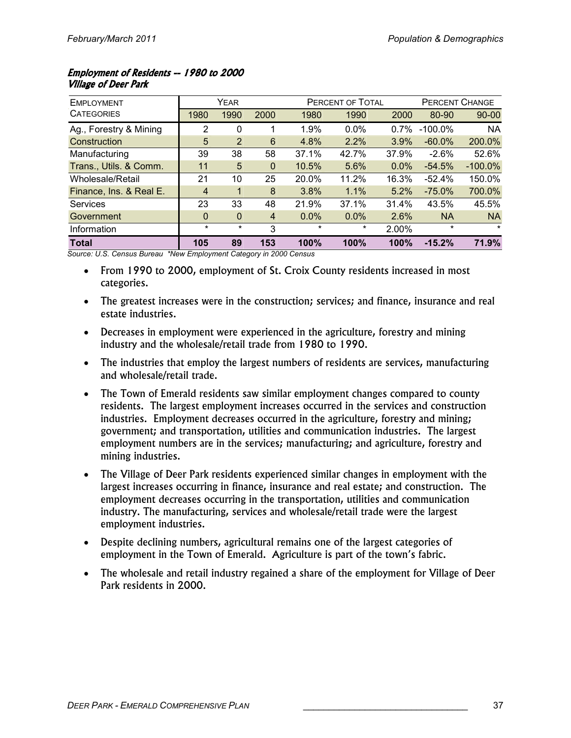***Employment of Residents -- 1980 to 2000***
***Village of Deer Park***

| Employment Categories | Year | | | Percent of Total | | | Percent Change | |
|---|---|---|---|---|---|---|---|---|
| | 1980 | 1990 | 2000 | 1980 | 1990 | 2000 | 80-90 | 90-00 |
| Ag., Forestry & Mining | 2 | 0 | 1 | 1.9% | 0.0% | 0.7% | -100.0% | NA |
| Construction | 5 | 2 | 6 | 4.8% | 2.2% | 3.9% | -60.0% | 200.0% |
| Manufacturing | 39 | 38 | 58 | 37.1% | 42.7% | 37.9% | -2.6% | 52.6% |
| Trans., Utils. & Comm. | 11 | 5 | 0 | 10.5% | 5.6% | 0.0% | -54.5% | -100.0% |
| Wholesale/Retail | 21 | 10 | 25 | 20.0% | 11.2% | 16.3% | -52.4% | 150.0% |
| Finance, Ins. & Real E. | 4 | 1 | 8 | 3.8% | 1.1% | 5.2% | -75.0% | 700.0% |
| Services | 23 | 33 | 48 | 21.9% | 37.1% | 31.4% | 43.5% | 45.5% |
| Government | 0 | 0 | 4 | 0.0% | 0.0% | 2.6% | NA | NA |
| Information | * | * | 3 | * | * | 2.00% | * | * |
| **Total** | **105** | **89** | **153** | **100%** | **100%** | **100%** | **-15.2%** | **71.9%** |

*Source: U.S. Census Bureau \*New Employment Category in 2000 Census*

- From 1990 to 2000, employment of St. Croix County residents increased in most categories.
- The greatest increases were in the construction; services; and finance, insurance and real estate industries.
- Decreases in employment were experienced in the agriculture, forestry and mining industry and the wholesale/retail trade from 1980 to 1990.
- The industries that employ the largest numbers of residents are services, manufacturing and wholesale/retail trade.
- The Town of Emerald residents saw similar employment changes compared to county residents. The largest employment increases occurred in the services and construction industries. Employment decreases occurred in the agriculture, forestry and mining; government; and transportation, utilities and communication industries. The largest employment numbers are in the services; manufacturing; and agriculture, forestry and mining industries.
- The Village of Deer Park residents experienced similar changes in employment with the largest increases occurring in finance, insurance and real estate; and construction. The employment decreases occurring in the transportation, utilities and communication industry. The manufacturing, services and wholesale/retail trade were the largest employment industries.
- Despite declining numbers, agricultural remains one of the largest categories of employment in the Town of Emerald. Agriculture is part of the town's fabric.
- The wholesale and retail industry regained a share of the employment for Village of Deer Park residents in 2000.